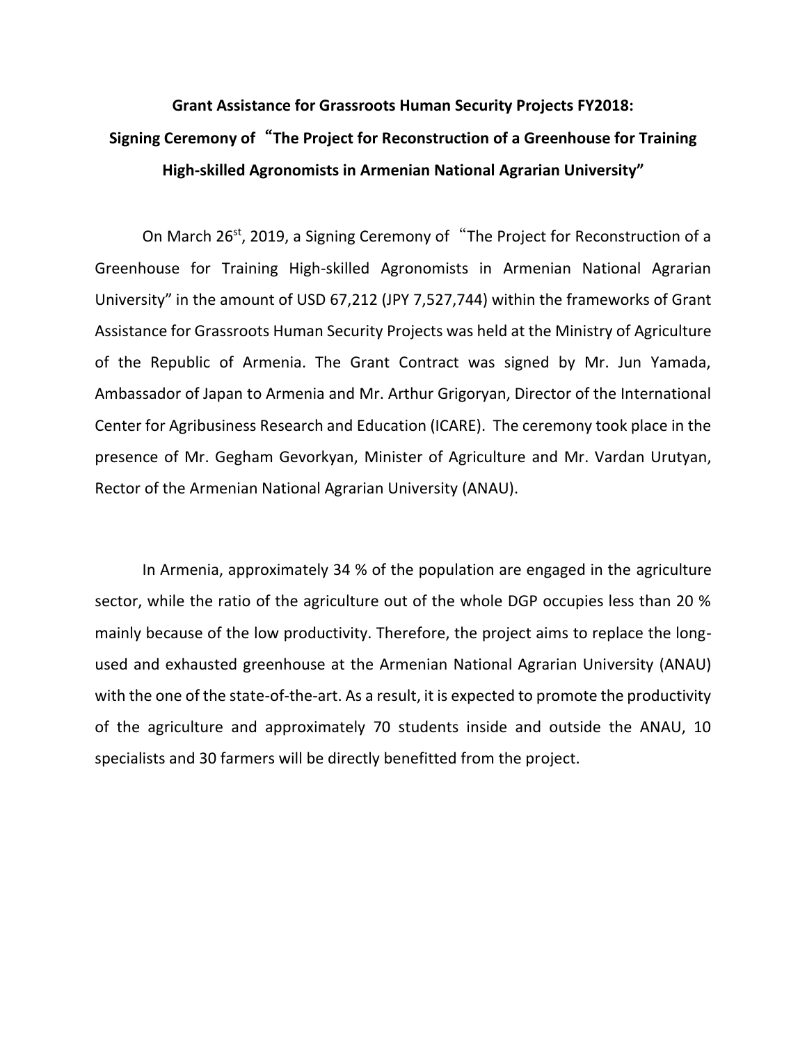**Grant Assistance for Grassroots Human Security Projects FY2018:**
**Signing Ceremony of "The Project for Reconstruction of a Greenhouse for Training High-skilled Agronomists in Armenian National Agrarian University"**

On March 26st, 2019, a Signing Ceremony of "The Project for Reconstruction of a Greenhouse for Training High-skilled Agronomists in Armenian National Agrarian University" in the amount of USD 67,212 (JPY 7,527,744) within the frameworks of Grant Assistance for Grassroots Human Security Projects was held at the Ministry of Agriculture of the Republic of Armenia. The Grant Contract was signed by Mr. Jun Yamada, Ambassador of Japan to Armenia and Mr. Arthur Grigoryan, Director of the International Center for Agribusiness Research and Education (ICARE). The ceremony took place in the presence of Mr. Gegham Gevorkyan, Minister of Agriculture and Mr. Vardan Urutyan, Rector of the Armenian National Agrarian University (ANAU).

In Armenia, approximately 34 % of the population are engaged in the agriculture sector, while the ratio of the agriculture out of the whole DGP occupies less than 20 % mainly because of the low productivity. Therefore, the project aims to replace the long-used and exhausted greenhouse at the Armenian National Agrarian University (ANAU) with the one of the state-of-the-art. As a result, it is expected to promote the productivity of the agriculture and approximately 70 students inside and outside the ANAU, 10 specialists and 30 farmers will be directly benefitted from the project.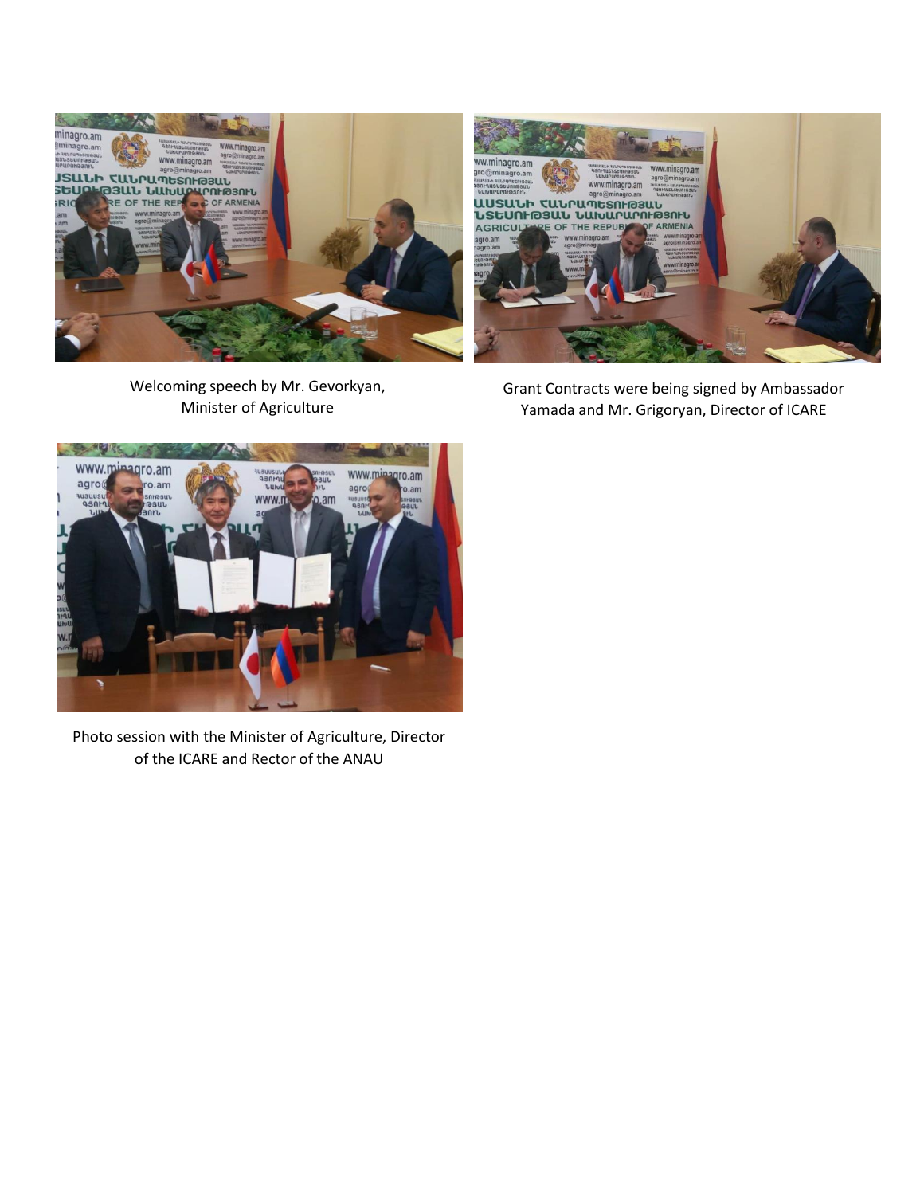Welcoming speech by Mr. Gevorkyan,
Minister of Agriculture

Grant Contracts were being signed by Ambassador Yamada and Mr. Grigoryan, Director of ICARE

Photo session with the Minister of Agriculture, Director of the ICARE and Rector of the ANAU